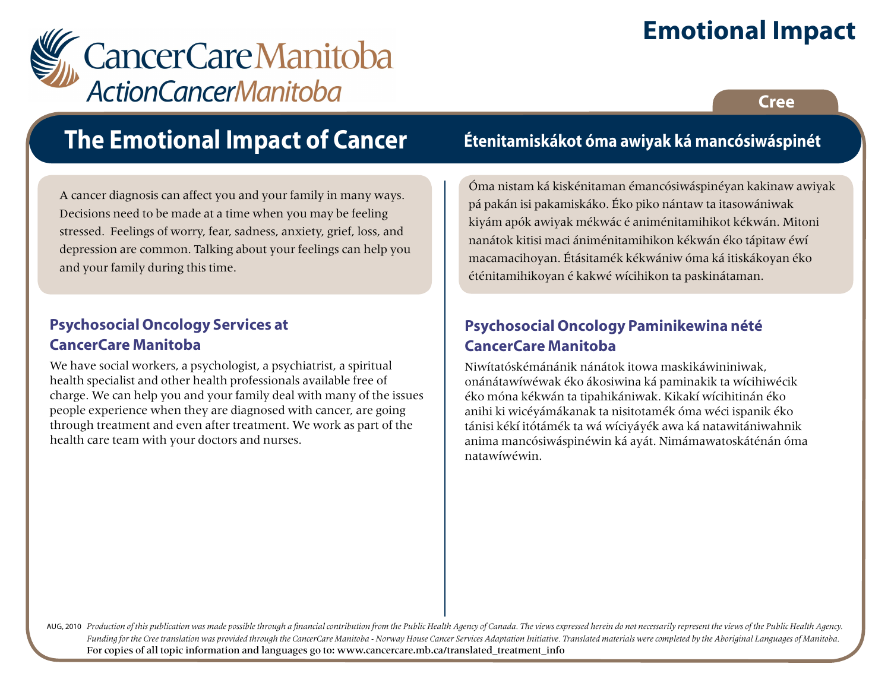CancerCare Manitoba
ActionCancerManitoba

# Emotional Impact

Cree

## The Emotional Impact of Cancer

A cancer diagnosis can affect you and your family in many ways. Decisions need to be made at a time when you may be feeling stressed. Feelings of worry, fear, sadness, anxiety, grief, loss, and depression are common. Talking about your feelings can help you and your family during this time.

### Psychosocial Oncology Services at CancerCare Manitoba

We have social workers, a psychologist, a psychiatrist, a spiritual health specialist and other health professionals available free of charge. We can help you and your family deal with many of the issues people experience when they are diagnosed with cancer, are going through treatment and even after treatment. We work as part of the health care team with your doctors and nurses.

## Étenitamiskákot óma awiyak ká mancósiwáspinét

Óma nistam ká kiskénitaman émancósiwáspinéyan kakinaw awiyak pá pakán isi pakamiskáko. Éko piko nántaw ta itasowániwak kiyám apók awiyak mékwác é animénitamihikot kékwán. Mitoni nanátok kitisi maci ániménitamihikon kékwán éko tápitaw éwí macamacihoyan. Étásitamék kékwániw óma ká itiskákoyan éko éténitamihikoyan é kakwé wícihikon ta paskinátaman.

### Psychosocial Oncology Paminikewina nété CancerCare Manitoba

Niwítatóskémánánik nánátok itowa maskikáwininiwak, onánátawíwéwak éko ákosiwina ká paminakik ta wícihiwécik éko móna kékwán ta tipahikániwak. Kikakí wícihitinán éko anihi ki wicéyámákanak ta nisitotamék óma wéci ispanik éko tánisi kékí itótamék ta wá wíciyáyék awa ká natawitániwahnik anima mancósiwáspinéwin ká ayát. Nimámawatoskáténán óma natawíwéwin.

AUG, 2010 *Production of this publication was made possible through a financial contribution from the Public Health Agency of Canada. The views expressed herein do not necessarily represent the views of the Public Health Agency. Funding for the Cree translation was provided through the CancerCare Manitoba - Norway House Cancer Services Adaptation Initiative. Translated materials were completed by the Aboriginal Languages of Manitoba.*
For copies of all topic information and languages go to: www.cancercare.mb.ca/translated_treatment_info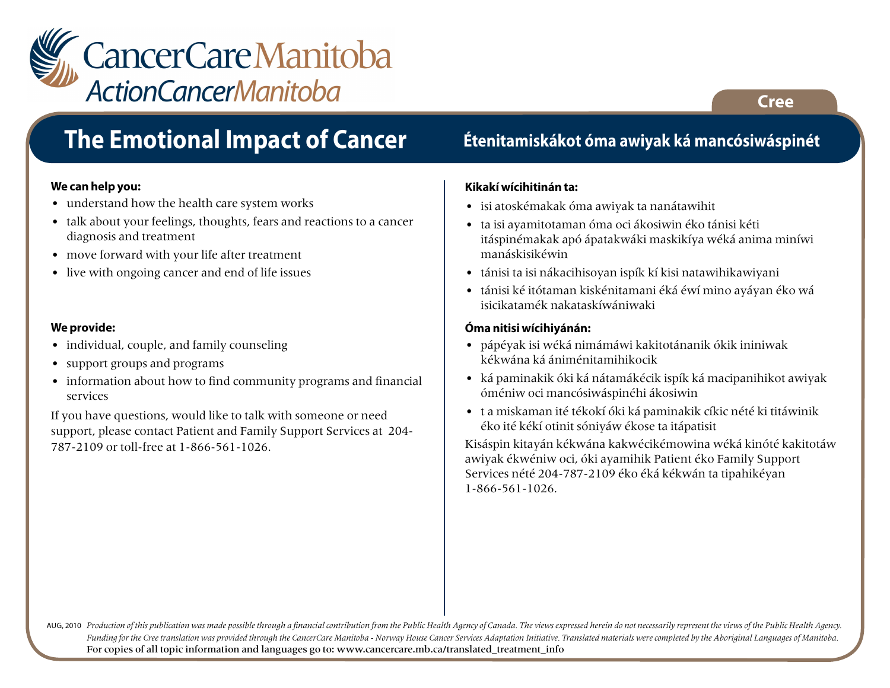CancerCare Manitoba
ActionCancerManitoba

Cree

# The Emotional Impact of Cancer

**We can help you:**

- understand how the health care system works
- talk about your feelings, thoughts, fears and reactions to a cancer diagnosis and treatment
- move forward with your life after treatment
- live with ongoing cancer and end of life issues

**We provide:**

- individual, couple, and family counseling
- support groups and programs
- information about how to find community programs and financial services

If you have questions, would like to talk with someone or need support, please contact Patient and Family Support Services at 204-787-2109 or toll-free at 1-866-561-1026.

# Étenitamiskákot óma awiyak ká mancósiwáspinét

**Kikakí wícihitinán ta:**

- isi atoskémakak óma awiyak ta nanátawihit
- ta isi ayamitotaman óma oci ákosiwin éko tánisi kéti itáspinémakak apó ápatakwáki maskikíya wéká anima miníwi manáskisikéwin
- tánisi ta isi nákacihisoyan ispík kí kisi natawihikawiyani
- tánisi ké itótaman kiskénitamani éká éwí mino ayáyan éko wá isicikatamék nakataskíwániwaki

**Óma nitisi wícihiyánán:**

- pápéyak isi wéká nimámáwi kakitotánanik ókik ininiwak kékwána ká ániménitamihikocik
- ká paminakik óki ká nátamákécik ispík ká macipanihikot awiyak óméniw oci mancósiwáspinéhi ákosiwin
- t a miskaman ité tékokí óki ká paminakik cíkic nété ki titáwinik éko ité kékí otinit sóniyáw ékose ta itápatisit

Kisáspin kitayán kékwána kakwécikémowina wéká kinóté kakitotáw awiyak ékwéniw oci, óki ayamihik Patient éko Family Support Services nété 204-787-2109 éko éká kékwán ta tipahikéyan 1-866-561-1026.

AUG, 2010 *Production of this publication was made possible through a financial contribution from the Public Health Agency of Canada. The views expressed herein do not necessarily represent the views of the Public Health Agency. Funding for the Cree translation was provided through the CancerCare Manitoba - Norway House Cancer Services Adaptation Initiative. Translated materials were completed by the Aboriginal Languages of Manitoba.*

For copies of all topic information and languages go to: www.cancercare.mb.ca/translated_treatment_info